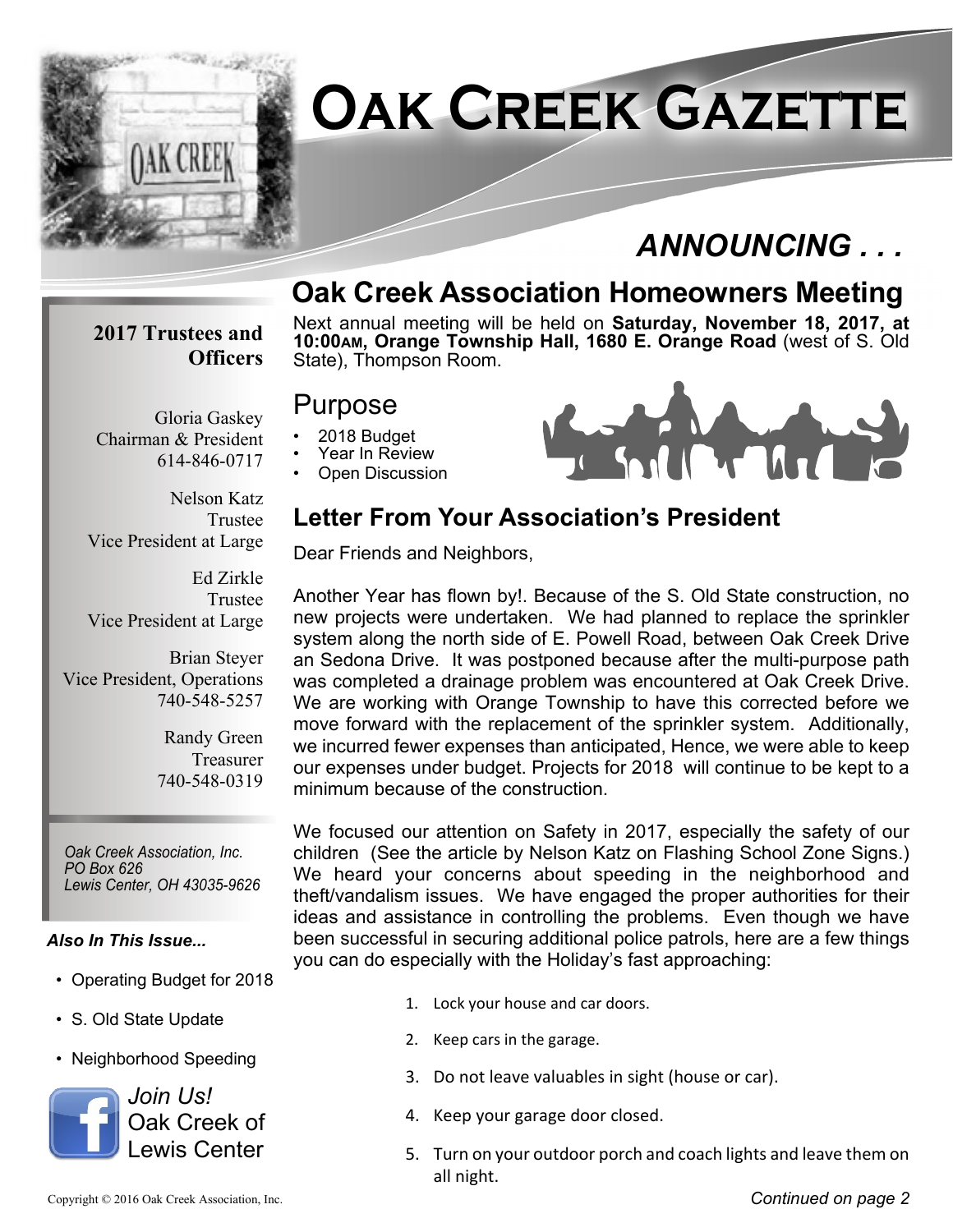# Oak Creek Gazette

## *ANNOUNCING . . .*

## Oak Creek Association Homeowners Meeting

Next annual meeting will be held on **Saturday, November 18, 2017, at 10:00AM, Orange Township Hall, 1680 E. Orange Road** (west of S. Old State), Thompson Room.

### Purpose

- 2018 Budget
- Year In Review
- Open Discussion

### Letter From Your Association's President

Dear Friends and Neighbors,

Another Year has flown by!. Because of the S. Old State construction, no new projects were undertaken. We had planned to replace the sprinkler system along the north side of E. Powell Road, between Oak Creek Drive an Sedona Drive. It was postponed because after the multi-purpose path was completed a drainage problem was encountered at Oak Creek Drive. We are working with Orange Township to have this corrected before we move forward with the replacement of the sprinkler system. Additionally, we incurred fewer expenses than anticipated, Hence, we were able to keep our expenses under budget. Projects for 2018 will continue to be kept to a minimum because of the construction.

We focused our attention on Safety in 2017, especially the safety of our children (See the article by Nelson Katz on Flashing School Zone Signs.) We heard your concerns about speeding in the neighborhood and theft/vandalism issues. We have engaged the proper authorities for their ideas and assistance in controlling the problems. Even though we have been successful in securing additional police patrols, here are a few things you can do especially with the Holiday's fast approaching:

1. Lock your house and car doors.
2. Keep cars in the garage.
3. Do not leave valuables in sight (house or car).
4. Keep your garage door closed.
5. Turn on your outdoor porch and coach lights and leave them on all night.

*Continued on page 2*

**2017 Trustees and Officers**

Gloria Gaskey
Chairman & President
614-846-0717

Nelson Katz
Trustee
Vice President at Large

Ed Zirkle
Trustee
Vice President at Large

Brian Steyer
Vice President, Operations
740-548-5257

Randy Green
Treasurer
740-548-0319

*Oak Creek Association, Inc.*
*PO Box 626*
*Lewis Center, OH 43035-9626*

***Also In This Issue...***

- Operating Budget for 2018
- S. Old State Update
- Neighborhood Speeding

*Join Us!*
Oak Creek of Lewis Center

Copyright © 2016 Oak Creek Association, Inc.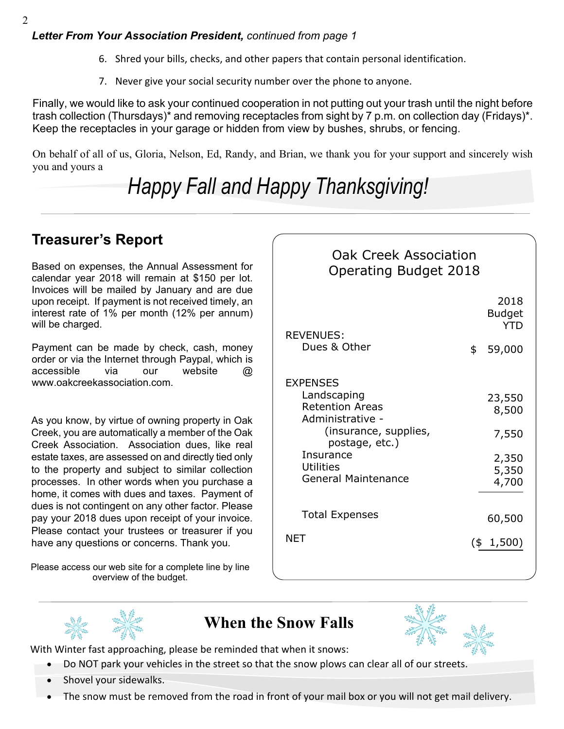***Letter From Your Association President,*** *continued from page 1*

6. Shred your bills, checks, and other papers that contain personal identification.
7. Never give your social security number over the phone to anyone.

Finally, we would like to ask your continued cooperation in not putting out your trash until the night before trash collection (Thursdays)* and removing receptacles from sight by 7 p.m. on collection day (Fridays)*. Keep the receptacles in your garage or hidden from view by bushes, shrubs, or fencing.

On behalf of all of us, Gloria, Nelson, Ed, Randy, and Brian, we thank you for your support and sincerely wish you and yours a

*Happy Fall and Happy Thanksgiving!*

## Treasurer's Report

Based on expenses, the Annual Assessment for calendar year 2018 will remain at $150 per lot. Invoices will be mailed by January and are due upon receipt. If payment is not received timely, an interest rate of 1% per month (12% per annum) will be charged.

Payment can be made by check, cash, money order or via the Internet through Paypal, which is accessible via our website @ www.oakcreekassociation.com.

As you know, by virtue of owning property in Oak Creek, you are automatically a member of the Oak Creek Association. Association dues, like real estate taxes, are assessed on and directly tied only to the property and subject to similar collection processes. In other words when you purchase a home, it comes with dues and taxes. Payment of dues is not contingent on any other factor. Please pay your 2018 dues upon receipt of your invoice. Please contact your trustees or treasurer if you have any questions or concerns. Thank you.

Please access our web site for a complete line by line overview of the budget.

**Oak Creek Association Operating Budget 2018**

| | 2018 Budget YTD |
|---|---|
| REVENUES: | |
| Dues & Other | $ 59,000 |
| EXPENSES | |
| Landscaping | 23,550 |
| Retention Areas | 8,500 |
| Administrative - (insurance, supplies, postage, etc.) | 7,550 |
| Insurance | 2,350 |
| Utilities | 5,350 |
| General Maintenance | 4,700 |
| Total Expenses | 60,500 |
| NET | ($ 1,500) |

## When the Snow Falls

With Winter fast approaching, please be reminded that when it snows:

- Do NOT park your vehicles in the street so that the snow plows can clear all of our streets.
- Shovel your sidewalks.
- The snow must be removed from the road in front of your mail box or you will not get mail delivery.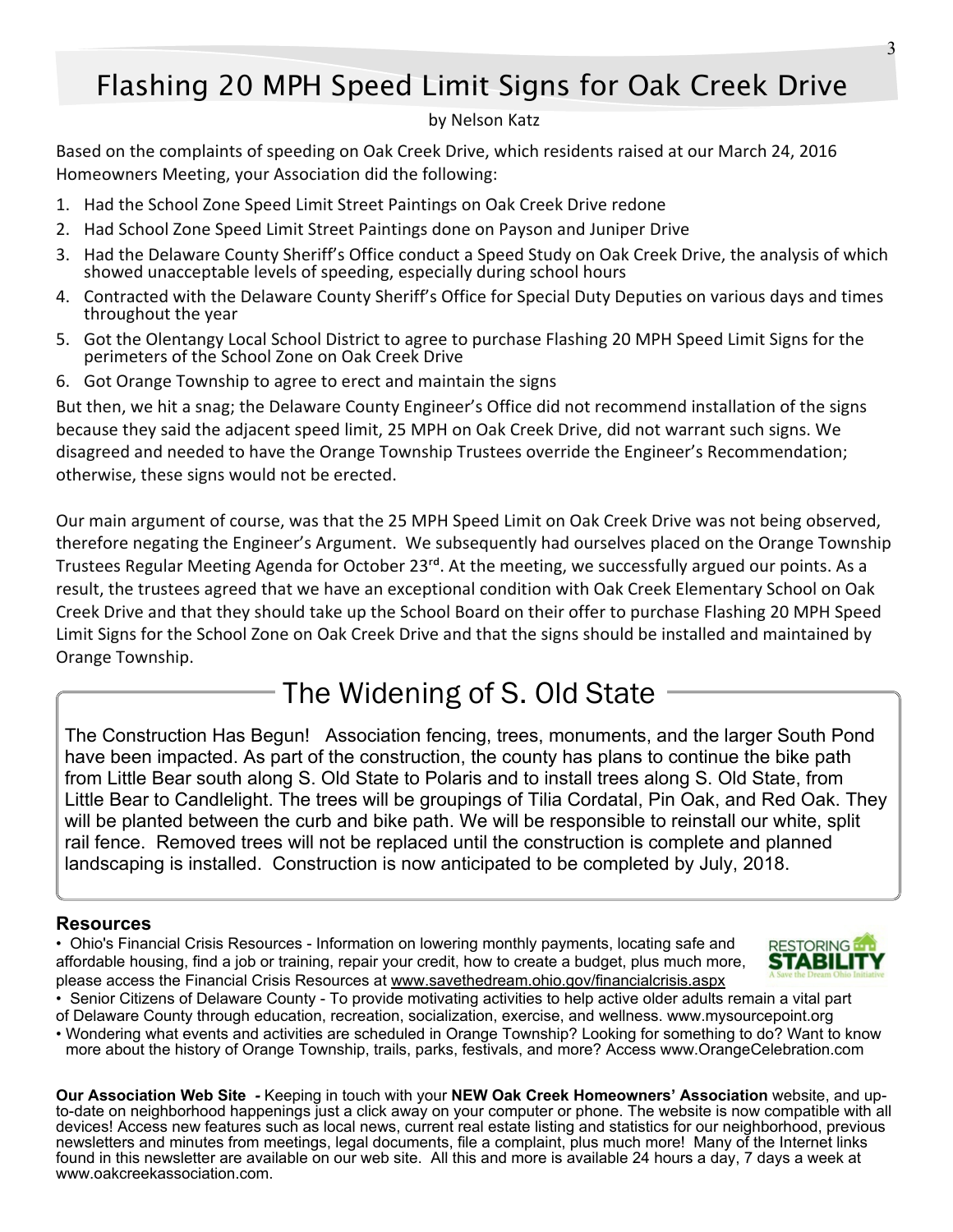# Flashing 20 MPH Speed Limit Signs for Oak Creek Drive

by Nelson Katz

Based on the complaints of speeding on Oak Creek Drive, which residents raised at our March 24, 2016 Homeowners Meeting, your Association did the following:

1. Had the School Zone Speed Limit Street Paintings on Oak Creek Drive redone
2. Had School Zone Speed Limit Street Paintings done on Payson and Juniper Drive
3. Had the Delaware County Sheriff's Office conduct a Speed Study on Oak Creek Drive, the analysis of which showed unacceptable levels of speeding, especially during school hours
4. Contracted with the Delaware County Sheriff's Office for Special Duty Deputies on various days and times throughout the year
5. Got the Olentangy Local School District to agree to purchase Flashing 20 MPH Speed Limit Signs for the perimeters of the School Zone on Oak Creek Drive
6. Got Orange Township to agree to erect and maintain the signs

But then, we hit a snag; the Delaware County Engineer's Office did not recommend installation of the signs because they said the adjacent speed limit, 25 MPH on Oak Creek Drive, did not warrant such signs. We disagreed and needed to have the Orange Township Trustees override the Engineer's Recommendation; otherwise, these signs would not be erected.

Our main argument of course, was that the 25 MPH Speed Limit on Oak Creek Drive was not being observed, therefore negating the Engineer's Argument. We subsequently had ourselves placed on the Orange Township Trustees Regular Meeting Agenda for October 23rd. At the meeting, we successfully argued our points. As a result, the trustees agreed that we have an exceptional condition with Oak Creek Elementary School on Oak Creek Drive and that they should take up the School Board on their offer to purchase Flashing 20 MPH Speed Limit Signs for the School Zone on Oak Creek Drive and that the signs should be installed and maintained by Orange Township.

## The Widening of S. Old State

The Construction Has Begun! Association fencing, trees, monuments, and the larger South Pond have been impacted. As part of the construction, the county has plans to continue the bike path from Little Bear south along S. Old State to Polaris and to install trees along S. Old State, from Little Bear to Candlelight. The trees will be groupings of Tilia Cordatal, Pin Oak, and Red Oak. They will be planted between the curb and bike path. We will be responsible to reinstall our white, split rail fence. Removed trees will not be replaced until the construction is complete and planned landscaping is installed. Construction is now anticipated to be completed by July, 2018.

### Resources

- Ohio's Financial Crisis Resources - Information on lowering monthly payments, locating safe and affordable housing, find a job or training, repair your credit, how to create a budget, plus much more, please access the Financial Crisis Resources at www.savethedream.ohio.gov/financialcrisis.aspx
- Senior Citizens of Delaware County - To provide motivating activities to help active older adults remain a vital part of Delaware County through education, recreation, socialization, exercise, and wellness. www.mysourcepoint.org
- Wondering what events and activities are scheduled in Orange Township? Looking for something to do? Want to know more about the history of Orange Township, trails, parks, festivals, and more? Access www.OrangeCelebration.com

**Our Association Web Site** *-* Keeping in touch with your **NEW Oak Creek Homeowners' Association** website, and up-to-date on neighborhood happenings just a click away on your computer or phone. The website is now compatible with all devices! Access new features such as local news, current real estate listing and statistics for our neighborhood, previous newsletters and minutes from meetings, legal documents, file a complaint, plus much more! Many of the Internet links found in this newsletter are available on our web site. All this and more is available 24 hours a day, 7 days a week at www.oakcreekassociation.com.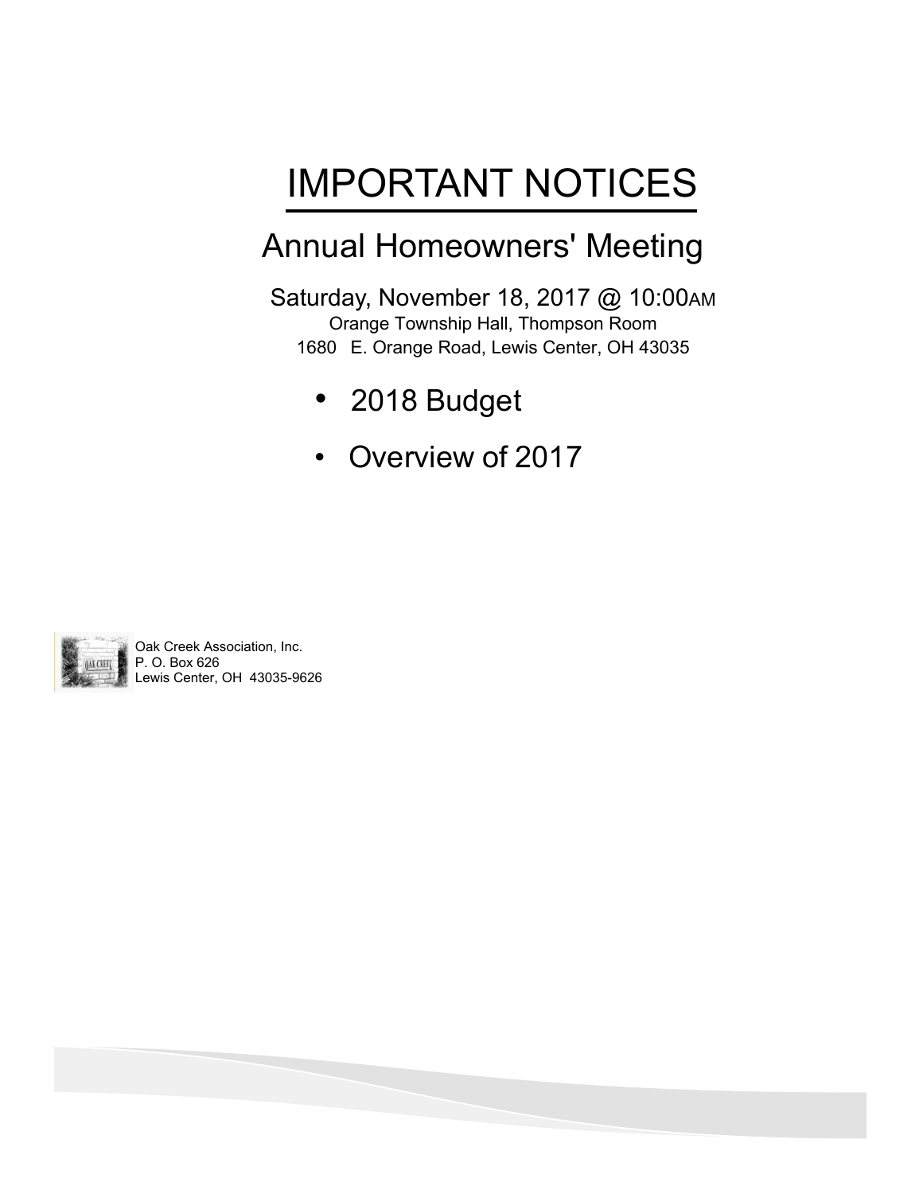# IMPORTANT NOTICES

## Annual Homeowners' Meeting

Saturday, November 18, 2017 @ 10:00AM

Orange Township Hall, Thompson Room

1680 E. Orange Road, Lewis Center, OH 43035

- 2018 Budget
- Overview of 2017

Oak Creek Association, Inc.
P. O. Box 626
Lewis Center, OH 43035-9626